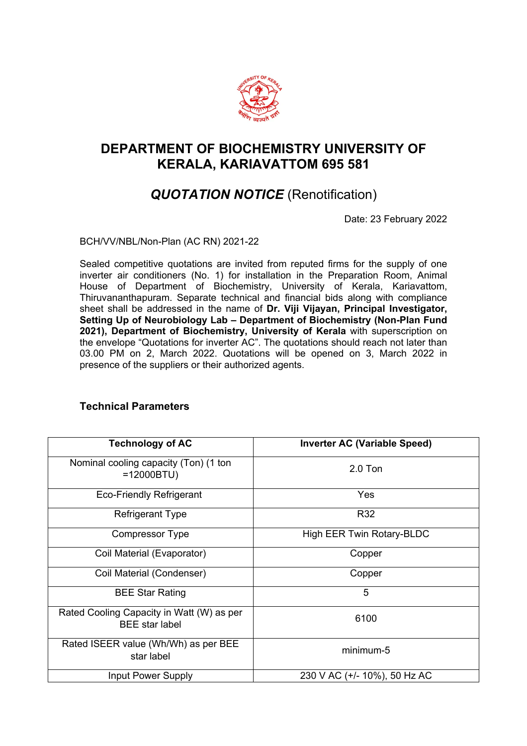# DEPARTMENT OF BIOCHEMISTRY UNIVERSITY OF KERALA, KARIAVATTOM 695 581

## *QUOTATION NOTICE* (Renotification)

Date: 23 February 2022

BCH/VV/NBL/Non-Plan (AC RN) 2021-22

Sealed competitive quotations are invited from reputed firms for the supply of one inverter air conditioners (No. 1) for installation in the Preparation Room, Animal House of Department of Biochemistry, University of Kerala, Kariavattom, Thiruvananthapuram. Separate technical and financial bids along with compliance sheet shall be addressed in the name of **Dr. Viji Vijayan, Principal Investigator, Setting Up of Neurobiology Lab – Department of Biochemistry (Non-Plan Fund 2021), Department of Biochemistry, University of Kerala** with superscription on the envelope "Quotations for inverter AC". The quotations should reach not later than 03.00 PM on 2, March 2022. Quotations will be opened on 3, March 2022 in presence of the suppliers or their authorized agents.

### Technical Parameters

| Technology of AC | Inverter AC (Variable Speed) |
|---|---|
| Nominal cooling capacity (Ton) (1 ton =12000BTU) | 2.0 Ton |
| Eco-Friendly Refrigerant | Yes |
| Refrigerant Type | R32 |
| Compressor Type | High EER Twin Rotary-BLDC |
| Coil Material (Evaporator) | Copper |
| Coil Material (Condenser) | Copper |
| BEE Star Rating | 5 |
| Rated Cooling Capacity in Watt (W) as per BEE star label | 6100 |
| Rated ISEER value (Wh/Wh) as per BEE star label | minimum-5 |
| Input Power Supply | 230 V AC (+/- 10%), 50 Hz AC |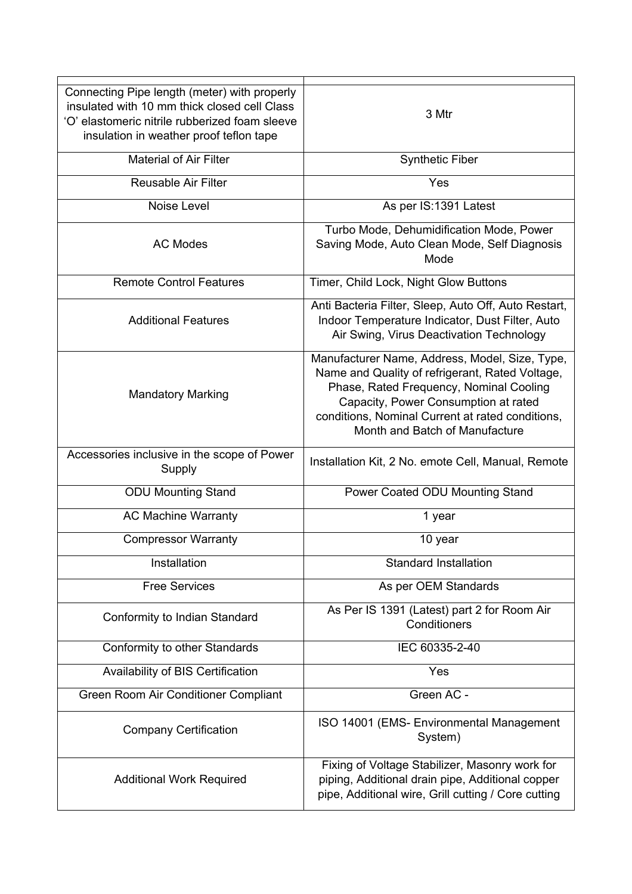| | |
|---|---|
| Connecting Pipe length (meter) with properly insulated with 10 mm thick closed cell Class 'O' elastomeric nitrile rubberized foam sleeve insulation in weather proof teflon tape | 3 Mtr |
| Material of Air Filter | Synthetic Fiber |
| Reusable Air Filter | Yes |
| Noise Level | As per IS:1391 Latest |
| AC Modes | Turbo Mode, Dehumidification Mode, Power Saving Mode, Auto Clean Mode, Self Diagnosis Mode |
| Remote Control Features | Timer, Child Lock, Night Glow Buttons |
| Additional Features | Anti Bacteria Filter, Sleep, Auto Off, Auto Restart, Indoor Temperature Indicator, Dust Filter, Auto Air Swing, Virus Deactivation Technology |
| Mandatory Marking | Manufacturer Name, Address, Model, Size, Type, Name and Quality of refrigerant, Rated Voltage, Phase, Rated Frequency, Nominal Cooling Capacity, Power Consumption at rated conditions, Nominal Current at rated conditions, Month and Batch of Manufacture |
| Accessories inclusive in the scope of Power Supply | Installation Kit, 2 No. emote Cell, Manual, Remote |
| ODU Mounting Stand | Power Coated ODU Mounting Stand |
| AC Machine Warranty | 1 year |
| Compressor Warranty | 10 year |
| Installation | Standard Installation |
| Free Services | As per OEM Standards |
| Conformity to Indian Standard | As Per IS 1391 (Latest) part 2 for Room Air Conditioners |
| Conformity to other Standards | IEC 60335-2-40 |
| Availability of BIS Certification | Yes |
| Green Room Air Conditioner Compliant | Green AC - |
| Company Certification | ISO 14001 (EMS- Environmental Management System) |
| Additional Work Required | Fixing of Voltage Stabilizer, Masonry work for piping, Additional drain pipe, Additional copper pipe, Additional wire, Grill cutting / Core cutting |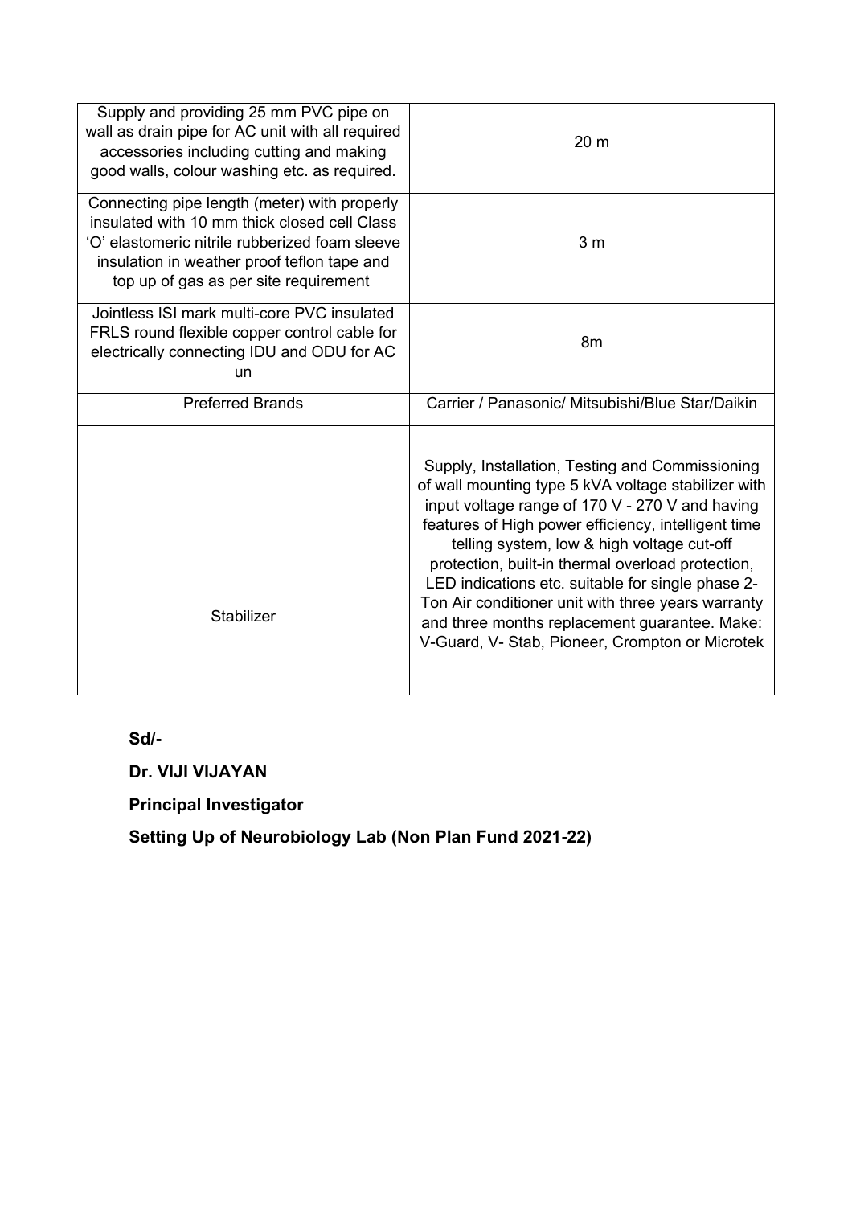| | |
|---|---|
| Supply and providing 25 mm PVC pipe on wall as drain pipe for AC unit with all required accessories including cutting and making good walls, colour washing etc. as required. | 20 m |
| Connecting pipe length (meter) with properly insulated with 10 mm thick closed cell Class 'O' elastomeric nitrile rubberized foam sleeve insulation in weather proof teflon tape and top up of gas as per site requirement | 3 m |
| Jointless ISI mark multi-core PVC insulated FRLS round flexible copper control cable for electrically connecting IDU and ODU for AC un | 8m |
| Preferred Brands | Carrier / Panasonic/ Mitsubishi/Blue Star/Daikin |
| Stabilizer | Supply, Installation, Testing and Commissioning of wall mounting type 5 kVA voltage stabilizer with input voltage range of 170 V - 270 V and having features of High power efficiency, intelligent time telling system, low & high voltage cut-off protection, built-in thermal overload protection, LED indications etc. suitable for single phase 2-Ton Air conditioner unit with three years warranty and three months replacement guarantee. Make: V-Guard, V- Stab, Pioneer, Crompton or Microtek |

**Sd/-**

**Dr. VIJI VIJAYAN**

**Principal Investigator**

**Setting Up of Neurobiology Lab (Non Plan Fund 2021-22)**